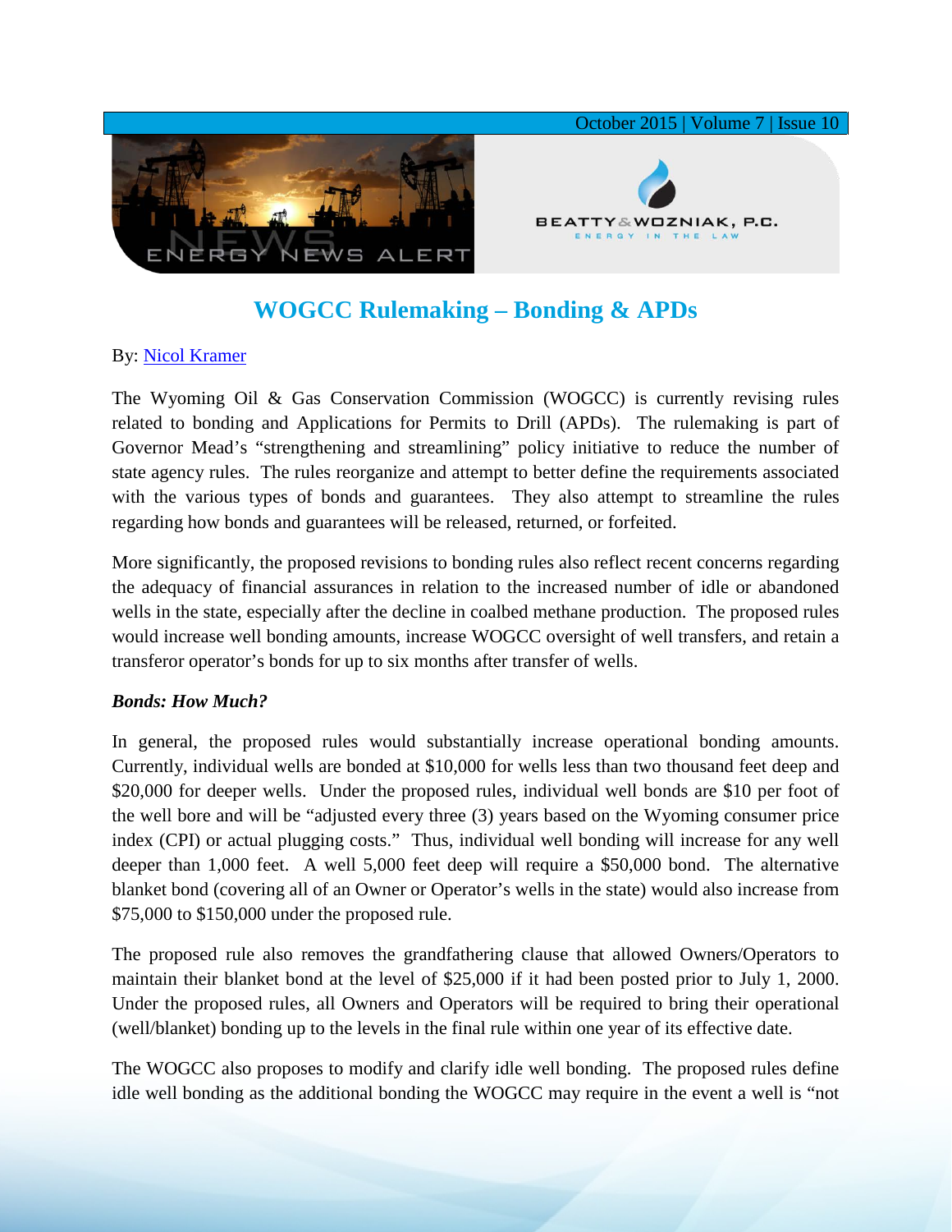# WOGCC Rulemaking – Bonding & APDs

By: [Nicol Kramer]

The Wyoming Oil & Gas Conservation Commission (WOGCC) is currently revising rules related to bonding and Applications for Permits to Drill (APDs). The rulemaking is part of Governor Mead's "strengthening and streamlining" policy initiative to reduce the number of state agency rules. The rules reorganize and attempt to better define the requirements associated with the various types of bonds and guarantees. They also attempt to streamline the rules regarding how bonds and guarantees will be released, returned, or forfeited.

More significantly, the proposed revisions to bonding rules also reflect recent concerns regarding the adequacy of financial assurances in relation to the increased number of idle or abandoned wells in the state, especially after the decline in coalbed methane production. The proposed rules would increase well bonding amounts, increase WOGCC oversight of well transfers, and retain a transferor operator's bonds for up to six months after transfer of wells.

***Bonds: How Much?***

In general, the proposed rules would substantially increase operational bonding amounts. Currently, individual wells are bonded at $10,000 for wells less than two thousand feet deep and $20,000 for deeper wells. Under the proposed rules, individual well bonds are $10 per foot of the well bore and will be "adjusted every three (3) years based on the Wyoming consumer price index (CPI) or actual plugging costs." Thus, individual well bonding will increase for any well deeper than 1,000 feet. A well 5,000 feet deep will require a $50,000 bond. The alternative blanket bond (covering all of an Owner or Operator's wells in the state) would also increase from $75,000 to $150,000 under the proposed rule.

The proposed rule also removes the grandfathering clause that allowed Owners/Operators to maintain their blanket bond at the level of $25,000 if it had been posted prior to July 1, 2000. Under the proposed rules, all Owners and Operators will be required to bring their operational (well/blanket) bonding up to the levels in the final rule within one year of its effective date.

The WOGCC also proposes to modify and clarify idle well bonding. The proposed rules define idle well bonding as the additional bonding the WOGCC may require in the event a well is "not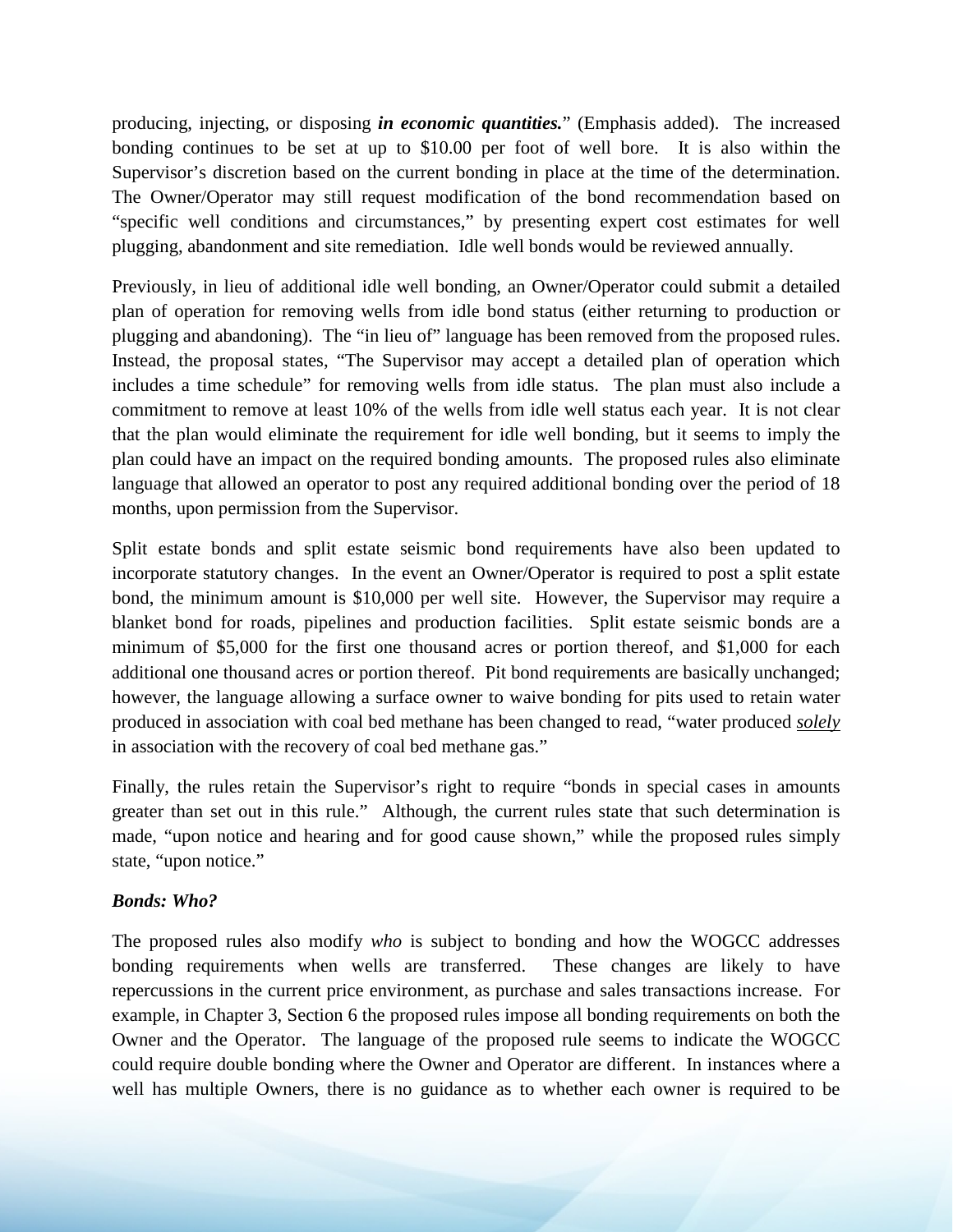producing, injecting, or disposing ***in economic quantities.***" (Emphasis added). The increased bonding continues to be set at up to $10.00 per foot of well bore. It is also within the Supervisor's discretion based on the current bonding in place at the time of the determination. The Owner/Operator may still request modification of the bond recommendation based on "specific well conditions and circumstances," by presenting expert cost estimates for well plugging, abandonment and site remediation. Idle well bonds would be reviewed annually.

Previously, in lieu of additional idle well bonding, an Owner/Operator could submit a detailed plan of operation for removing wells from idle bond status (either returning to production or plugging and abandoning). The "in lieu of" language has been removed from the proposed rules. Instead, the proposal states, "The Supervisor may accept a detailed plan of operation which includes a time schedule" for removing wells from idle status. The plan must also include a commitment to remove at least 10% of the wells from idle well status each year. It is not clear that the plan would eliminate the requirement for idle well bonding, but it seems to imply the plan could have an impact on the required bonding amounts. The proposed rules also eliminate language that allowed an operator to post any required additional bonding over the period of 18 months, upon permission from the Supervisor.

Split estate bonds and split estate seismic bond requirements have also been updated to incorporate statutory changes. In the event an Owner/Operator is required to post a split estate bond, the minimum amount is $10,000 per well site. However, the Supervisor may require a blanket bond for roads, pipelines and production facilities. Split estate seismic bonds are a minimum of $5,000 for the first one thousand acres or portion thereof, and $1,000 for each additional one thousand acres or portion thereof. Pit bond requirements are basically unchanged; however, the language allowing a surface owner to waive bonding for pits used to retain water produced in association with coal bed methane has been changed to read, "water produced <u>*solely*</u> in association with the recovery of coal bed methane gas."

Finally, the rules retain the Supervisor's right to require "bonds in special cases in amounts greater than set out in this rule." Although, the current rules state that such determination is made, "upon notice and hearing and for good cause shown," while the proposed rules simply state, "upon notice."

***Bonds: Who?***

The proposed rules also modify *who* is subject to bonding and how the WOGCC addresses bonding requirements when wells are transferred. These changes are likely to have repercussions in the current price environment, as purchase and sales transactions increase. For example, in Chapter 3, Section 6 the proposed rules impose all bonding requirements on both the Owner and the Operator. The language of the proposed rule seems to indicate the WOGCC could require double bonding where the Owner and Operator are different. In instances where a well has multiple Owners, there is no guidance as to whether each owner is required to be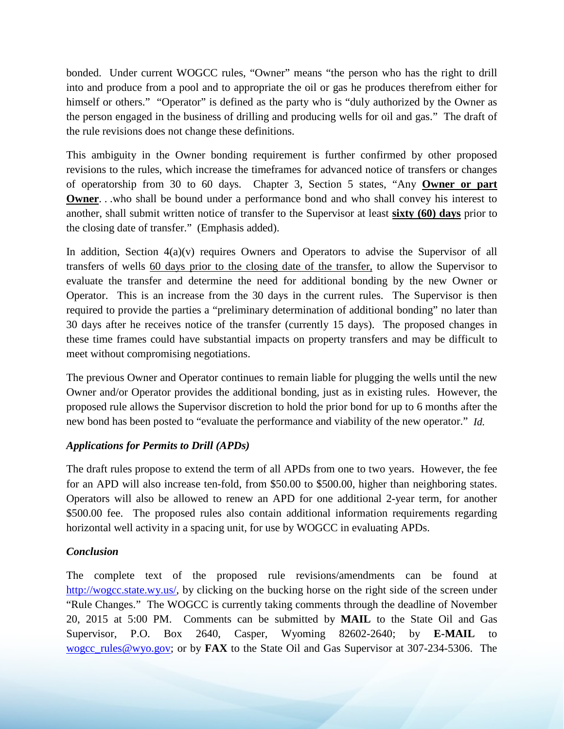bonded. Under current WOGCC rules, "Owner" means "the person who has the right to drill into and produce from a pool and to appropriate the oil or gas he produces therefrom either for himself or others." "Operator" is defined as the party who is "duly authorized by the Owner as the person engaged in the business of drilling and producing wells for oil and gas." The draft of the rule revisions does not change these definitions.

This ambiguity in the Owner bonding requirement is further confirmed by other proposed revisions to the rules, which increase the timeframes for advanced notice of transfers or changes of operatorship from 30 to 60 days. Chapter 3, Section 5 states, "Any **<u>Owner or part Owner</u>**. . .who shall be bound under a performance bond and who shall convey his interest to another, shall submit written notice of transfer to the Supervisor at least **<u>sixty (60) days</u>** prior to the closing date of transfer." (Emphasis added).

In addition, Section 4(a)(v) requires Owners and Operators to advise the Supervisor of all transfers of wells <u>60 days prior to the closing date of the transfer,</u> to allow the Supervisor to evaluate the transfer and determine the need for additional bonding by the new Owner or Operator. This is an increase from the 30 days in the current rules. The Supervisor is then required to provide the parties a "preliminary determination of additional bonding" no later than 30 days after he receives notice of the transfer (currently 15 days). The proposed changes in these time frames could have substantial impacts on property transfers and may be difficult to meet without compromising negotiations.

The previous Owner and Operator continues to remain liable for plugging the wells until the new Owner and/or Operator provides the additional bonding, just as in existing rules. However, the proposed rule allows the Supervisor discretion to hold the prior bond for up to 6 months after the new bond has been posted to "evaluate the performance and viability of the new operator." *Id.*

### *Applications for Permits to Drill (APDs)*

The draft rules propose to extend the term of all APDs from one to two years. However, the fee for an APD will also increase ten-fold, from $50.00 to $500.00, higher than neighboring states. Operators will also be allowed to renew an APD for one additional 2-year term, for another $500.00 fee. The proposed rules also contain additional information requirements regarding horizontal well activity in a spacing unit, for use by WOGCC in evaluating APDs.

### *Conclusion*

The complete text of the proposed rule revisions/amendments can be found at [http://wogcc.state.wy.us/](http://wogcc.state.wy.us/), by clicking on the bucking horse on the right side of the screen under "Rule Changes." The WOGCC is currently taking comments through the deadline of November 20, 2015 at 5:00 PM. Comments can be submitted by **MAIL** to the State Oil and Gas Supervisor, P.O. Box 2640, Casper, Wyoming 82602-2640; by **E-MAIL** to [wogcc_rules@wyo.gov](mailto:wogcc_rules@wyo.gov); or by **FAX** to the State Oil and Gas Supervisor at 307-234-5306. The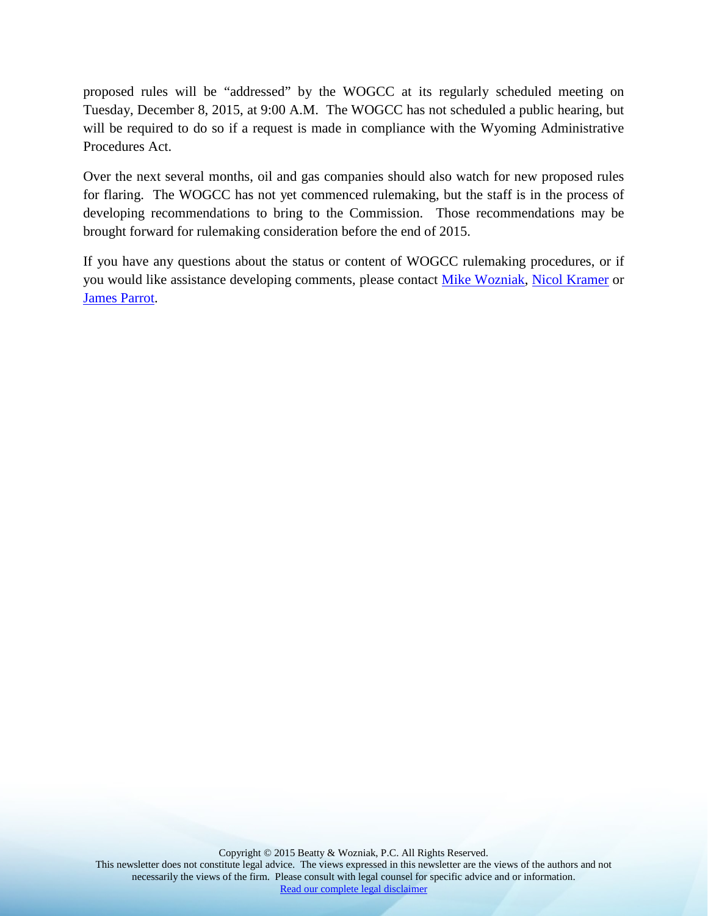proposed rules will be "addressed" by the WOGCC at its regularly scheduled meeting on Tuesday, December 8, 2015, at 9:00 A.M. The WOGCC has not scheduled a public hearing, but will be required to do so if a request is made in compliance with the Wyoming Administrative Procedures Act.

Over the next several months, oil and gas companies should also watch for new proposed rules for flaring. The WOGCC has not yet commenced rulemaking, but the staff is in the process of developing recommendations to bring to the Commission. Those recommendations may be brought forward for rulemaking consideration before the end of 2015.

If you have any questions about the status or content of WOGCC rulemaking procedures, or if you would like assistance developing comments, please contact Mike Wozniak, Nicol Kramer or James Parrot.

Copyright © 2015 Beatty & Wozniak, P.C. All Rights Reserved.
This newsletter does not constitute legal advice. The views expressed in this newsletter are the views of the authors and not necessarily the views of the firm. Please consult with legal counsel for specific advice and or information.
Read our complete legal disclaimer